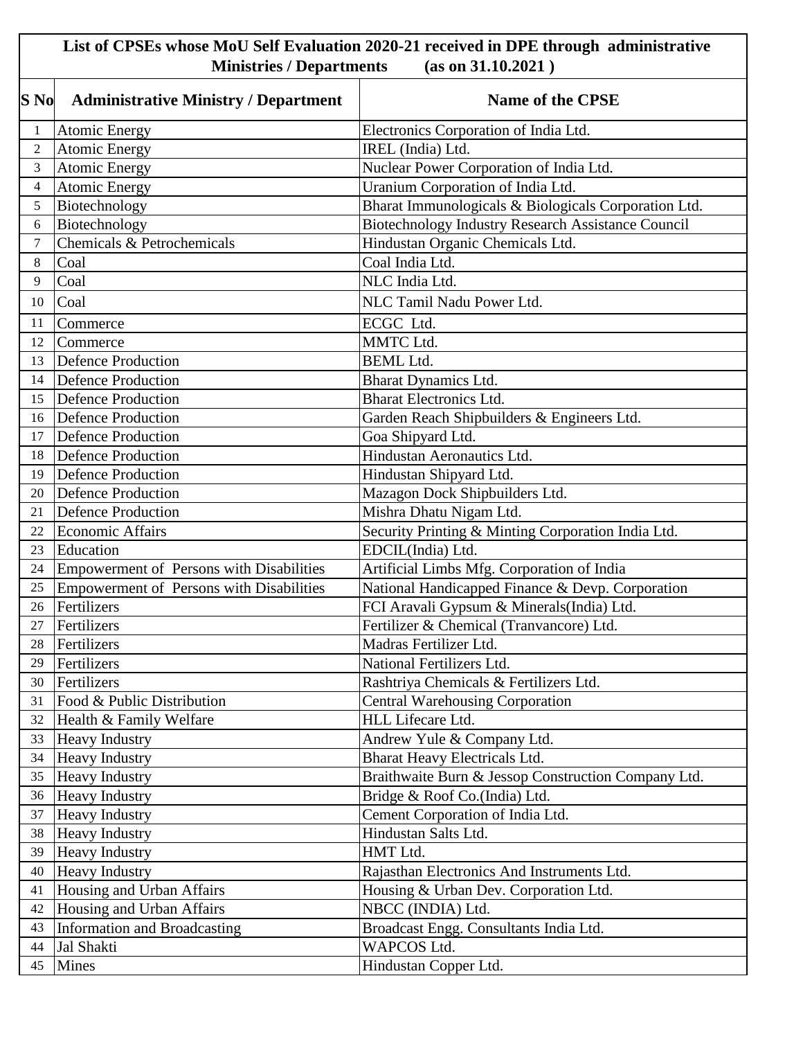**List of CPSEs whose MoU Self Evaluation 2020-21 received in DPE through administrative Ministries / Departments (as on 31.10.2021 )**

| S No | Administrative Ministry / Department | Name of the CPSE |
|---|---|---|
| 1 | Atomic Energy | Electronics Corporation of India Ltd. |
| 2 | Atomic Energy | IREL (India) Ltd. |
| 3 | Atomic Energy | Nuclear Power Corporation of India Ltd. |
| 4 | Atomic Energy | Uranium Corporation of India Ltd. |
| 5 | Biotechnology | Bharat Immunologicals & Biologicals Corporation Ltd. |
| 6 | Biotechnology | Biotechnology Industry Research Assistance Council |
| 7 | Chemicals & Petrochemicals | Hindustan Organic Chemicals Ltd. |
| 8 | Coal | Coal India Ltd. |
| 9 | Coal | NLC India Ltd. |
| 10 | Coal | NLC Tamil Nadu Power Ltd. |
| 11 | Commerce | ECGC Ltd. |
| 12 | Commerce | MMTC Ltd. |
| 13 | Defence Production | BEML Ltd. |
| 14 | Defence Production | Bharat Dynamics Ltd. |
| 15 | Defence Production | Bharat Electronics Ltd. |
| 16 | Defence Production | Garden Reach Shipbuilders & Engineers Ltd. |
| 17 | Defence Production | Goa Shipyard Ltd. |
| 18 | Defence Production | Hindustan Aeronautics Ltd. |
| 19 | Defence Production | Hindustan Shipyard Ltd. |
| 20 | Defence Production | Mazagon Dock Shipbuilders Ltd. |
| 21 | Defence Production | Mishra Dhatu Nigam Ltd. |
| 22 | Economic Affairs | Security Printing & Minting Corporation India Ltd. |
| 23 | Education | EDCIL(India) Ltd. |
| 24 | Empowerment of Persons with Disabilities | Artificial Limbs Mfg. Corporation of India |
| 25 | Empowerment of Persons with Disabilities | National Handicapped Finance & Devp. Corporation |
| 26 | Fertilizers | FCI Aravali Gypsum & Minerals(India) Ltd. |
| 27 | Fertilizers | Fertilizer & Chemical (Tranvancore) Ltd. |
| 28 | Fertilizers | Madras Fertilizer Ltd. |
| 29 | Fertilizers | National Fertilizers Ltd. |
| 30 | Fertilizers | Rashtriya Chemicals & Fertilizers Ltd. |
| 31 | Food & Public Distribution | Central Warehousing Corporation |
| 32 | Health & Family Welfare | HLL Lifecare Ltd. |
| 33 | Heavy Industry | Andrew Yule & Company Ltd. |
| 34 | Heavy Industry | Bharat Heavy Electricals Ltd. |
| 35 | Heavy Industry | Braithwaite Burn & Jessop Construction Company Ltd. |
| 36 | Heavy Industry | Bridge & Roof Co.(India) Ltd. |
| 37 | Heavy Industry | Cement Corporation of India Ltd. |
| 38 | Heavy Industry | Hindustan Salts Ltd. |
| 39 | Heavy Industry | HMT Ltd. |
| 40 | Heavy Industry | Rajasthan Electronics And Instruments Ltd. |
| 41 | Housing and Urban Affairs | Housing & Urban Dev. Corporation Ltd. |
| 42 | Housing and Urban Affairs | NBCC (INDIA) Ltd. |
| 43 | Information and Broadcasting | Broadcast Engg. Consultants India Ltd. |
| 44 | Jal Shakti | WAPCOS Ltd. |
| 45 | Mines | Hindustan Copper Ltd. |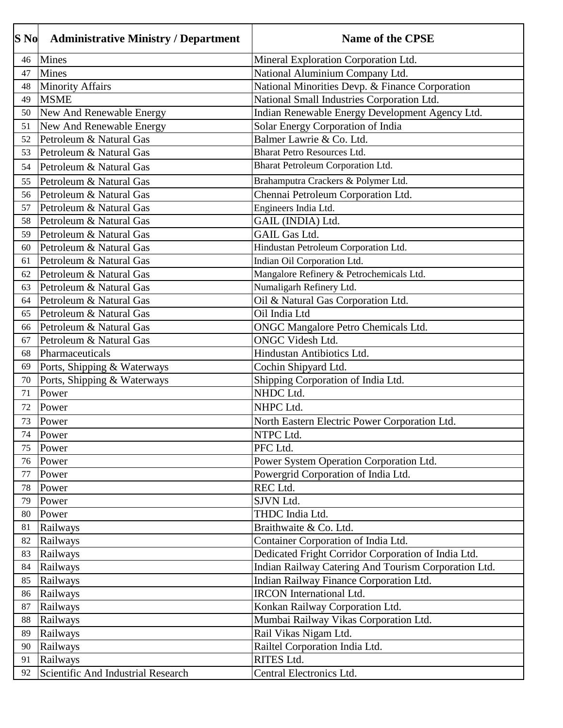| S No | Administrative Ministry / Department | Name of the CPSE |
|---|---|---|
| 46 | Mines | Mineral Exploration Corporation Ltd. |
| 47 | Mines | National Aluminium Company Ltd. |
| 48 | Minority Affairs | National Minorities Devp. & Finance Corporation |
| 49 | MSME | National Small Industries Corporation Ltd. |
| 50 | New And Renewable Energy | Indian Renewable Energy Development Agency Ltd. |
| 51 | New And Renewable Energy | Solar Energy Corporation of India |
| 52 | Petroleum & Natural Gas | Balmer Lawrie & Co. Ltd. |
| 53 | Petroleum & Natural Gas | Bharat Petro Resources Ltd. |
| 54 | Petroleum & Natural Gas | Bharat Petroleum Corporation Ltd. |
| 55 | Petroleum & Natural Gas | Brahamputra Crackers & Polymer Ltd. |
| 56 | Petroleum & Natural Gas | Chennai Petroleum Corporation Ltd. |
| 57 | Petroleum & Natural Gas | Engineers India Ltd. |
| 58 | Petroleum & Natural Gas | GAIL (INDIA) Ltd. |
| 59 | Petroleum & Natural Gas | GAIL Gas Ltd. |
| 60 | Petroleum & Natural Gas | Hindustan Petroleum Corporation Ltd. |
| 61 | Petroleum & Natural Gas | Indian Oil Corporation Ltd. |
| 62 | Petroleum & Natural Gas | Mangalore Refinery & Petrochemicals Ltd. |
| 63 | Petroleum & Natural Gas | Numaligarh Refinery Ltd. |
| 64 | Petroleum & Natural Gas | Oil & Natural Gas Corporation Ltd. |
| 65 | Petroleum & Natural Gas | Oil India Ltd |
| 66 | Petroleum & Natural Gas | ONGC Mangalore Petro Chemicals Ltd. |
| 67 | Petroleum & Natural Gas | ONGC Videsh Ltd. |
| 68 | Pharmaceuticals | Hindustan Antibiotics Ltd. |
| 69 | Ports, Shipping & Waterways | Cochin Shipyard Ltd. |
| 70 | Ports, Shipping & Waterways | Shipping Corporation of India Ltd. |
| 71 | Power | NHDC Ltd. |
| 72 | Power | NHPC Ltd. |
| 73 | Power | North Eastern Electric Power Corporation Ltd. |
| 74 | Power | NTPC Ltd. |
| 75 | Power | PFC Ltd. |
| 76 | Power | Power System Operation Corporation Ltd. |
| 77 | Power | Powergrid Corporation of India Ltd. |
| 78 | Power | REC Ltd. |
| 79 | Power | SJVN Ltd. |
| 80 | Power | THDC India Ltd. |
| 81 | Railways | Braithwaite & Co. Ltd. |
| 82 | Railways | Container Corporation of India Ltd. |
| 83 | Railways | Dedicated Fright Corridor Corporation of India Ltd. |
| 84 | Railways | Indian Railway Catering And Tourism Corporation Ltd. |
| 85 | Railways | Indian Railway Finance Corporation Ltd. |
| 86 | Railways | IRCON International Ltd. |
| 87 | Railways | Konkan Railway Corporation Ltd. |
| 88 | Railways | Mumbai Railway Vikas Corporation Ltd. |
| 89 | Railways | Rail Vikas Nigam Ltd. |
| 90 | Railways | Railtel Corporation India Ltd. |
| 91 | Railways | RITES Ltd. |
| 92 | Scientific And Industrial Research | Central Electronics Ltd. |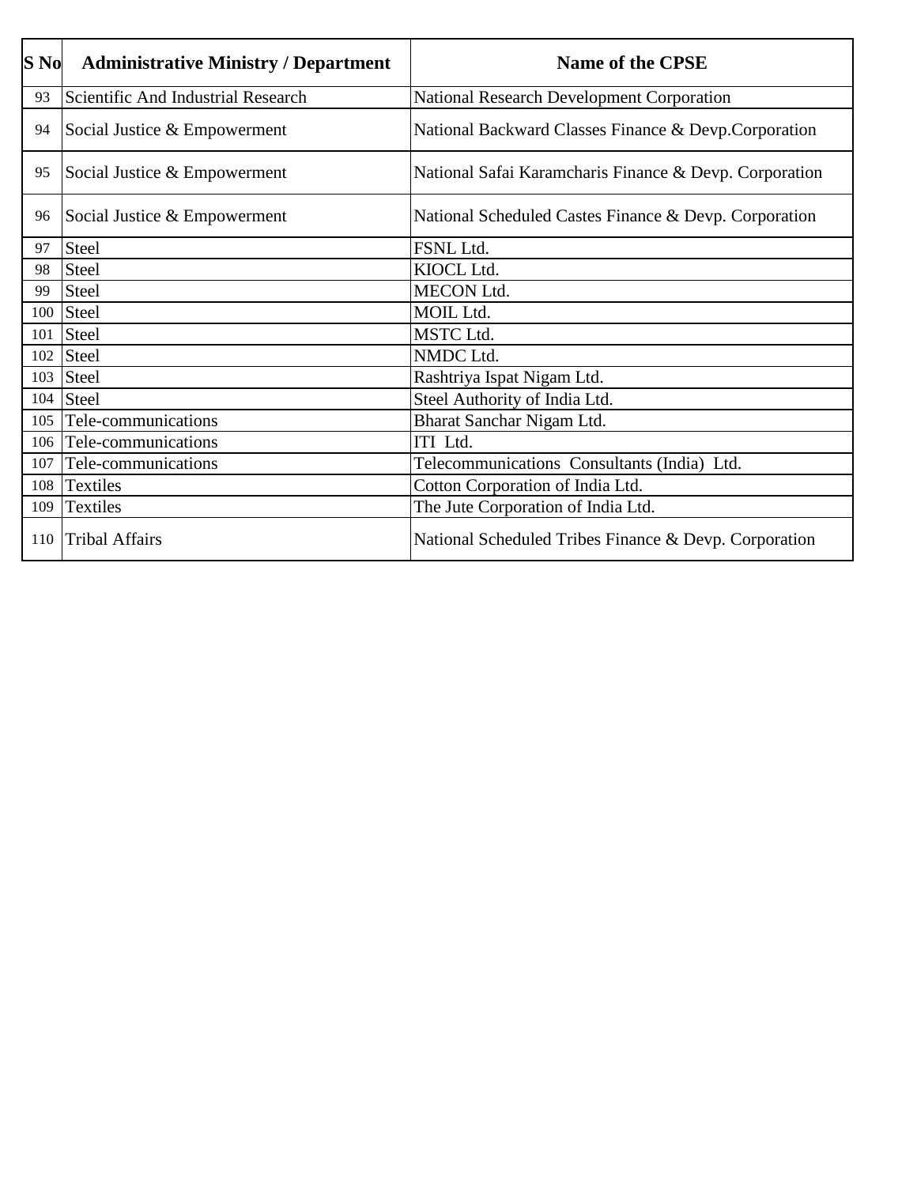| S No | Administrative Ministry / Department | Name of the CPSE |
|---|---|---|
| 93 | Scientific And Industrial Research | National Research Development Corporation |
| 94 | Social Justice & Empowerment | National Backward Classes Finance & Devp.Corporation |
| 95 | Social Justice & Empowerment | National Safai Karamcharis Finance & Devp. Corporation |
| 96 | Social Justice & Empowerment | National Scheduled Castes Finance & Devp. Corporation |
| 97 | Steel | FSNL Ltd. |
| 98 | Steel | KIOCL Ltd. |
| 99 | Steel | MECON Ltd. |
| 100 | Steel | MOIL Ltd. |
| 101 | Steel | MSTC Ltd. |
| 102 | Steel | NMDC Ltd. |
| 103 | Steel | Rashtriya Ispat Nigam Ltd. |
| 104 | Steel | Steel Authority of India Ltd. |
| 105 | Tele-communications | Bharat Sanchar Nigam Ltd. |
| 106 | Tele-communications | ITI Ltd. |
| 107 | Tele-communications | Telecommunications Consultants (India) Ltd. |
| 108 | Textiles | Cotton Corporation of India Ltd. |
| 109 | Textiles | The Jute Corporation of India Ltd. |
| 110 | Tribal Affairs | National Scheduled Tribes Finance & Devp. Corporation |